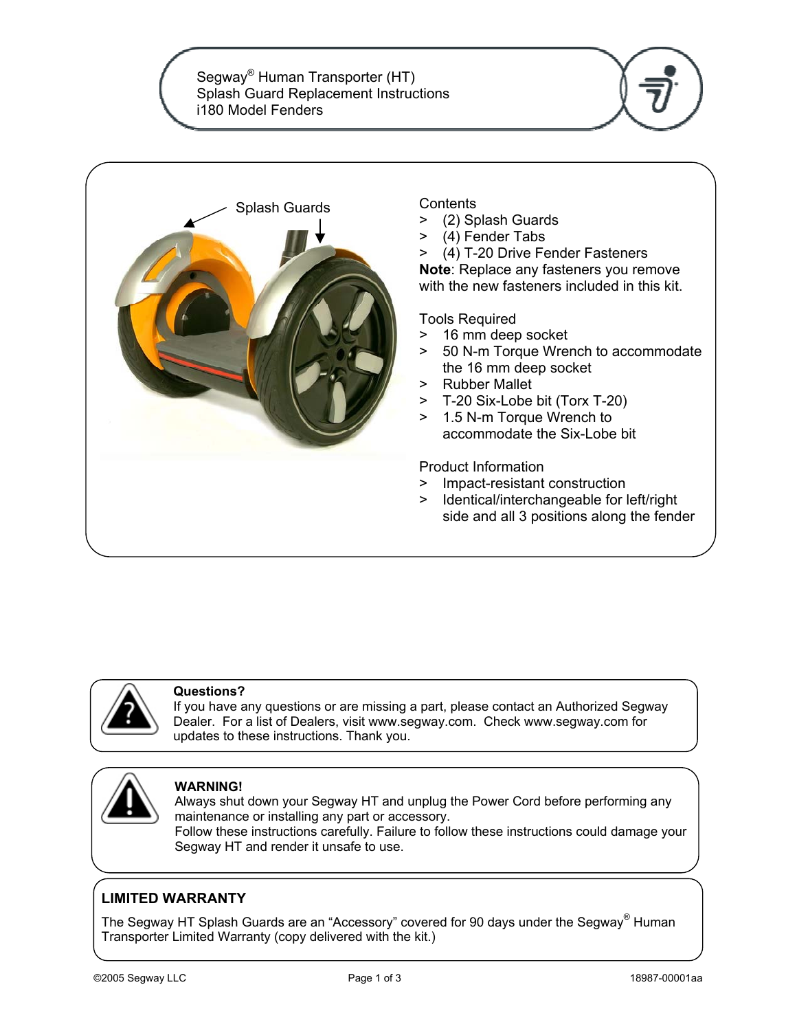# Segway® Human Transporter (HT)
## Splash Guard Replacement Instructions
## i180 Model Fenders

Splash Guards

**Contents**

- (2) Splash Guards
- (4) Fender Tabs
- (4) T-20 Drive Fender Fasteners

**Note**: Replace any fasteners you remove with the new fasteners included in this kit.

**Tools Required**

- 16 mm deep socket
- 50 N-m Torque Wrench to accommodate the 16 mm deep socket
- Rubber Mallet
- T-20 Six-Lobe bit (Torx T-20)
- 1.5 N-m Torque Wrench to accommodate the Six-Lobe bit

**Product Information**

- Impact-resistant construction
- Identical/interchangeable for left/right side and all 3 positions along the fender

**Questions?**
If you have any questions or are missing a part, please contact an Authorized Segway Dealer. For a list of Dealers, visit www.segway.com. Check www.segway.com for updates to these instructions. Thank you.

**WARNING!**
Always shut down your Segway HT and unplug the Power Cord before performing any maintenance or installing any part or accessory.
Follow these instructions carefully. Failure to follow these instructions could damage your Segway HT and render it unsafe to use.

**LIMITED WARRANTY**

The Segway HT Splash Guards are an "Accessory" covered for 90 days under the Segway® Human Transporter Limited Warranty (copy delivered with the kit.)

©2005 Segway LLC 18987-00001aa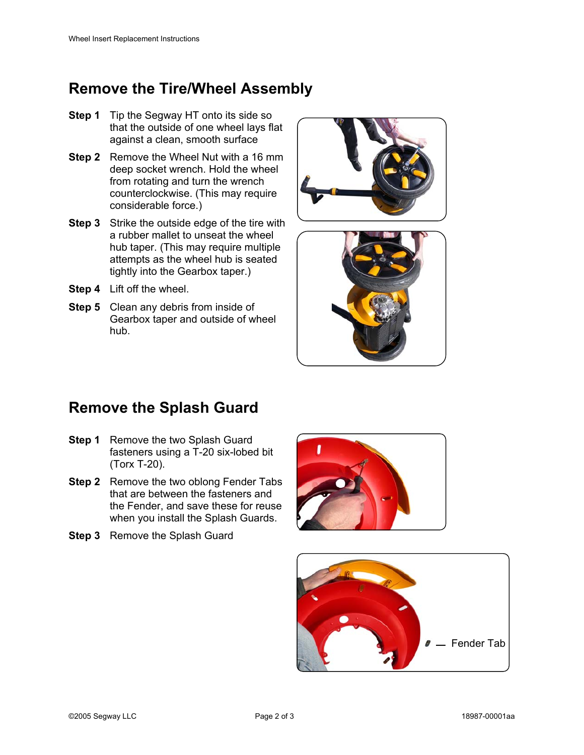## Remove the Tire/Wheel Assembly

**Step 1** Tip the Segway HT onto its side so that the outside of one wheel lays flat against a clean, smooth surface

**Step 2** Remove the Wheel Nut with a 16 mm deep socket wrench. Hold the wheel from rotating and turn the wrench counterclockwise. (This may require considerable force.)

**Step 3** Strike the outside edge of the tire with a rubber mallet to unseat the wheel hub taper. (This may require multiple attempts as the wheel hub is seated tightly into the Gearbox taper.)

**Step 4** Lift off the wheel.

**Step 5** Clean any debris from inside of Gearbox taper and outside of wheel hub.

## Remove the Splash Guard

**Step 1** Remove the two Splash Guard fasteners using a T-20 six-lobed bit (Torx T-20).

**Step 2** Remove the two oblong Fender Tabs that are between the fasteners and the Fender, and save these for reuse when you install the Splash Guards.

**Step 3** Remove the Splash Guard

Fender Tab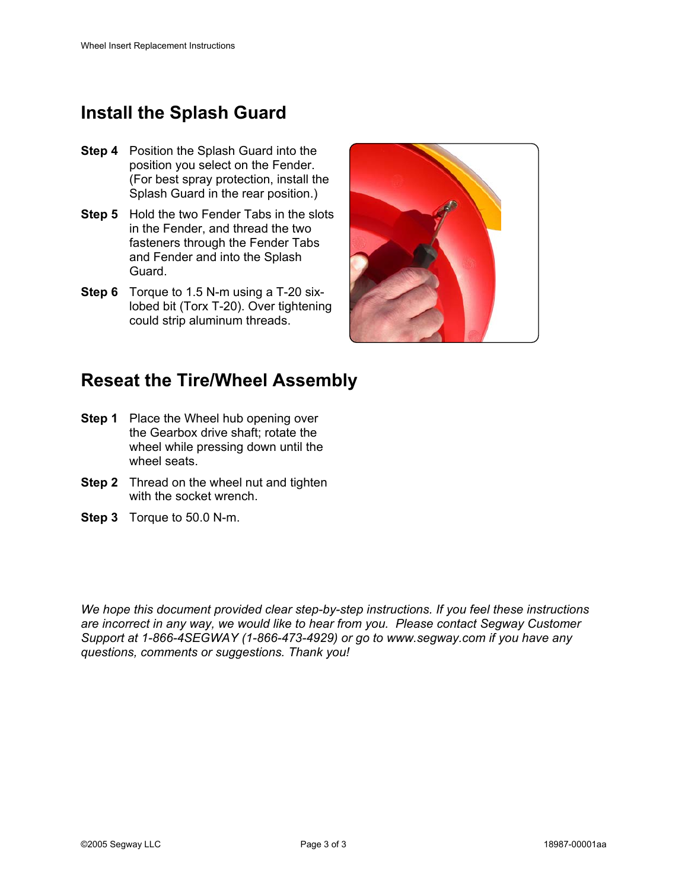## Install the Splash Guard

**Step 4** Position the Splash Guard into the position you select on the Fender. (For best spray protection, install the Splash Guard in the rear position.)

**Step 5** Hold the two Fender Tabs in the slots in the Fender, and thread the two fasteners through the Fender Tabs and Fender and into the Splash Guard.

**Step 6** Torque to 1.5 N-m using a T-20 six-lobed bit (Torx T-20). Over tightening could strip aluminum threads.

## Reseat the Tire/Wheel Assembly

**Step 1** Place the Wheel hub opening over the Gearbox drive shaft; rotate the wheel while pressing down until the wheel seats.

**Step 2** Thread on the wheel nut and tighten with the socket wrench.

**Step 3** Torque to 50.0 N-m.

*We hope this document provided clear step-by-step instructions. If you feel these instructions are incorrect in any way, we would like to hear from you. Please contact Segway Customer Support at 1-866-4SEGWAY (1-866-473-4929) or go to www.segway.com if you have any questions, comments or suggestions. Thank you!*

©2005 Segway LLC

18987-00001aa